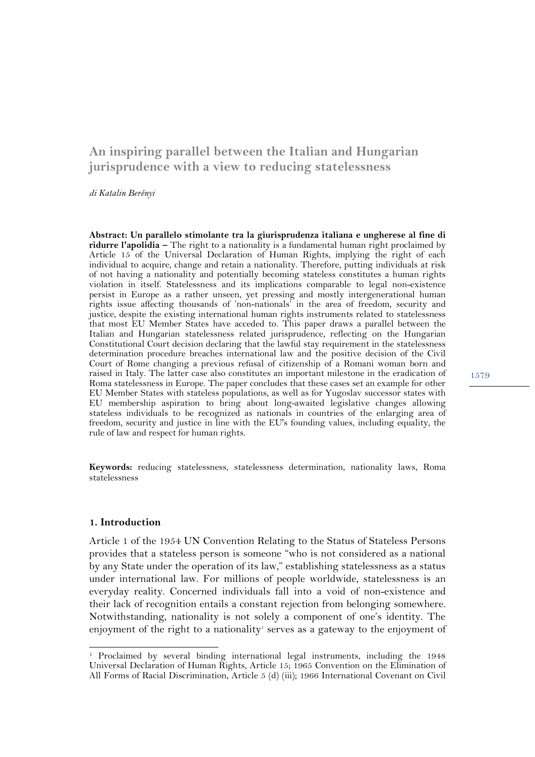# An inspiring parallel between the Italian and Hungarian jurisprudence with a view to reducing statelessness

*di Katalin Berényi*

**Abstract: Un parallelo stimolante tra la giurisprudenza italiana e ungherese al fine di ridurre l'apolidia –** The right to a nationality is a fundamental human right proclaimed by Article 15 of the Universal Declaration of Human Rights, implying the right of each individual to acquire, change and retain a nationality. Therefore, putting individuals at risk of not having a nationality and potentially becoming stateless constitutes a human rights violation in itself. Statelessness and its implications comparable to legal non-existence persist in Europe as a rather unseen, yet pressing and mostly intergenerational human rights issue affecting thousands of 'non-nationals' in the area of freedom, security and justice, despite the existing international human rights instruments related to statelessness that most EU Member States have acceded to. This paper draws a parallel between the Italian and Hungarian statelessness related jurisprudence, reflecting on the Hungarian Constitutional Court decision declaring that the lawful stay requirement in the statelessness determination procedure breaches international law and the positive decision of the Civil Court of Rome changing a previous refusal of citizenship of a Romani woman born and raised in Italy. The latter case also constitutes an important milestone in the eradication of Roma statelessness in Europe. The paper concludes that these cases set an example for other EU Member States with stateless populations, as well as for Yugoslav successor states with EU membership aspiration to bring about long-awaited legislative changes allowing stateless individuals to be recognized as nationals in countries of the enlarging area of freedom, security and justice in line with the EU's founding values, including equality, the rule of law and respect for human rights.

**Keywords:** reducing statelessness, statelessness determination, nationality laws, Roma statelessness

## 1. Introduction

Article 1 of the 1954 UN Convention Relating to the Status of Stateless Persons provides that a stateless person is someone "who is not considered as a national by any State under the operation of its law," establishing statelessness as a status under international law. For millions of people worldwide, statelessness is an everyday reality. Concerned individuals fall into a void of non-existence and their lack of recognition entails a constant rejection from belonging somewhere. Notwithstanding, nationality is not solely a component of one's identity. The enjoyment of the right to a nationality[1] serves as a gateway to the enjoyment of

[1] Proclaimed by several binding international legal instruments, including the 1948 Universal Declaration of Human Rights, Article 15; 1965 Convention on the Elimination of All Forms of Racial Discrimination, Article 5 (d) (iii); 1966 International Covenant on Civil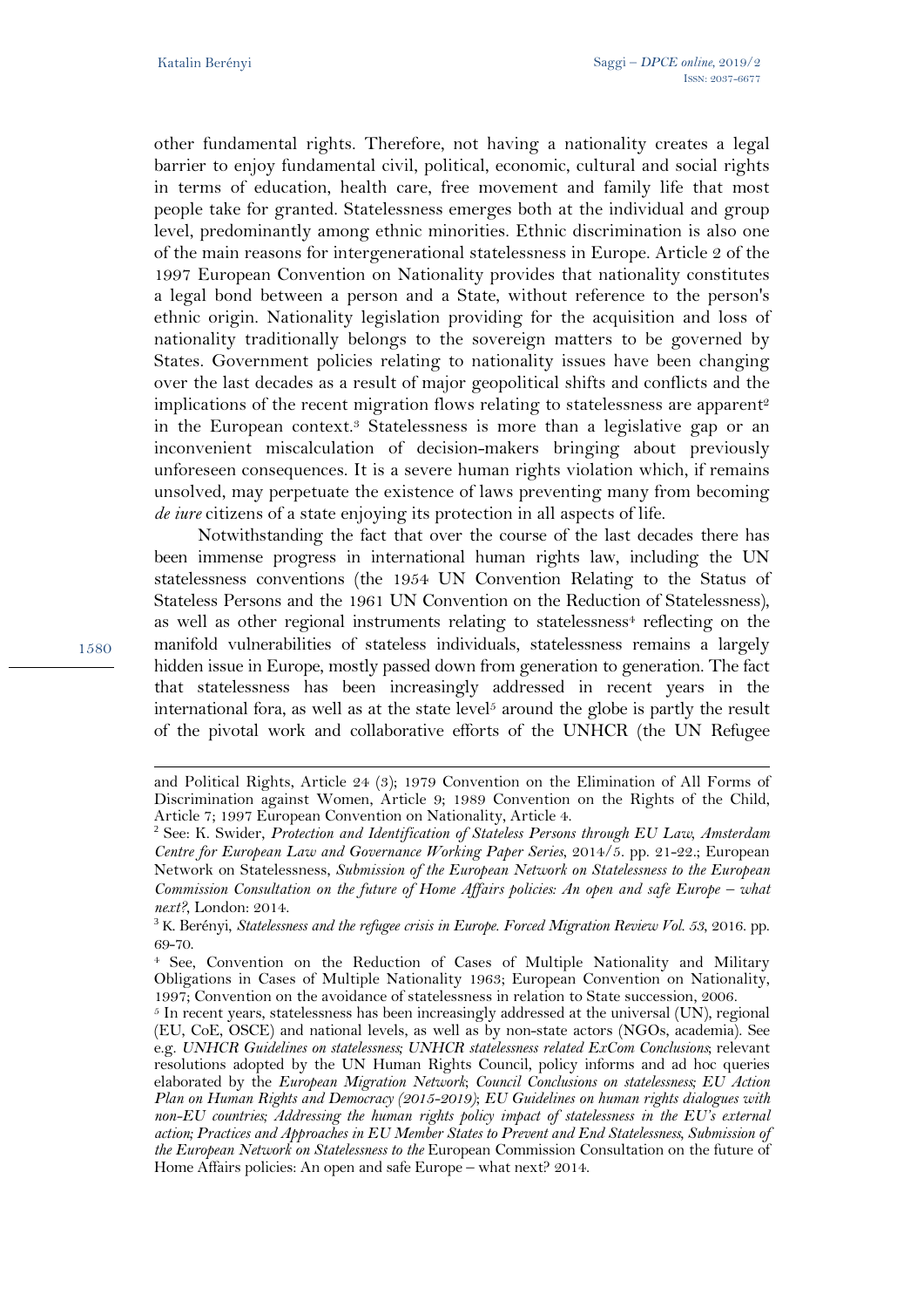other fundamental rights. Therefore, not having a nationality creates a legal barrier to enjoy fundamental civil, political, economic, cultural and social rights in terms of education, health care, free movement and family life that most people take for granted. Statelessness emerges both at the individual and group level, predominantly among ethnic minorities. Ethnic discrimination is also one of the main reasons for intergenerational statelessness in Europe. Article 2 of the 1997 European Convention on Nationality provides that nationality constitutes a legal bond between a person and a State, without reference to the person's ethnic origin. Nationality legislation providing for the acquisition and loss of nationality traditionally belongs to the sovereign matters to be governed by States. Government policies relating to nationality issues have been changing over the last decades as a result of major geopolitical shifts and conflicts and the implications of the recent migration flows relating to statelessness are apparent[2] in the European context.[3] Statelessness is more than a legislative gap or an inconvenient miscalculation of decision-makers bringing about previously unforeseen consequences. It is a severe human rights violation which, if remains unsolved, may perpetuate the existence of laws preventing many from becoming *de iure* citizens of a state enjoying its protection in all aspects of life.

Notwithstanding the fact that over the course of the last decades there has been immense progress in international human rights law, including the UN statelessness conventions (the 1954 UN Convention Relating to the Status of Stateless Persons and the 1961 UN Convention on the Reduction of Statelessness), as well as other regional instruments relating to statelessness[4] reflecting on the manifold vulnerabilities of stateless individuals, statelessness remains a largely hidden issue in Europe, mostly passed down from generation to generation. The fact that statelessness has been increasingly addressed in recent years in the international fora, as well as at the state level[5] around the globe is partly the result of the pivotal work and collaborative efforts of the UNHCR (the UN Refugee

---

and Political Rights, Article 24 (3); 1979 Convention on the Elimination of All Forms of Discrimination against Women, Article 9; 1989 Convention on the Rights of the Child, Article 7; 1997 European Convention on Nationality, Article 4.

[2] See: K. Swider, *Protection and Identification of Stateless Persons through EU Law, Amsterdam Centre for European Law and Governance Working Paper Series*, 2014/5. pp. 21-22.; European Network on Statelessness, *Submission of the European Network on Statelessness to the European Commission Consultation on the future of Home Affairs policies: An open and safe Europe – what next?*, London: 2014.

[3] K. Berényi, *Statelessness and the refugee crisis in Europe. Forced Migration Review Vol. 53*, 2016. pp. 69-70.

[4] See, Convention on the Reduction of Cases of Multiple Nationality and Military Obligations in Cases of Multiple Nationality 1963; European Convention on Nationality, 1997; Convention on the avoidance of statelessness in relation to State succession, 2006.

[5] In recent years, statelessness has been increasingly addressed at the universal (UN), regional (EU, CoE, OSCE) and national levels, as well as by non-state actors (NGOs, academia). See e.g. *UNHCR Guidelines on statelessness*; *UNHCR statelessness related ExCom Conclusions*; relevant resolutions adopted by the UN Human Rights Council, policy informs and ad hoc queries elaborated by the *European Migration Network*; *Council Conclusions on statelessness*; *EU Action Plan on Human Rights and Democracy (2015-2019)*; *EU Guidelines on human rights dialogues with non-EU countries; Addressing the human rights policy impact of statelessness in the EU's external action; Practices and Approaches in EU Member States to Prevent and End Statelessness, Submission of the European Network on Statelessness to the* European Commission Consultation on the future of Home Affairs policies: An open and safe Europe – what next? 2014.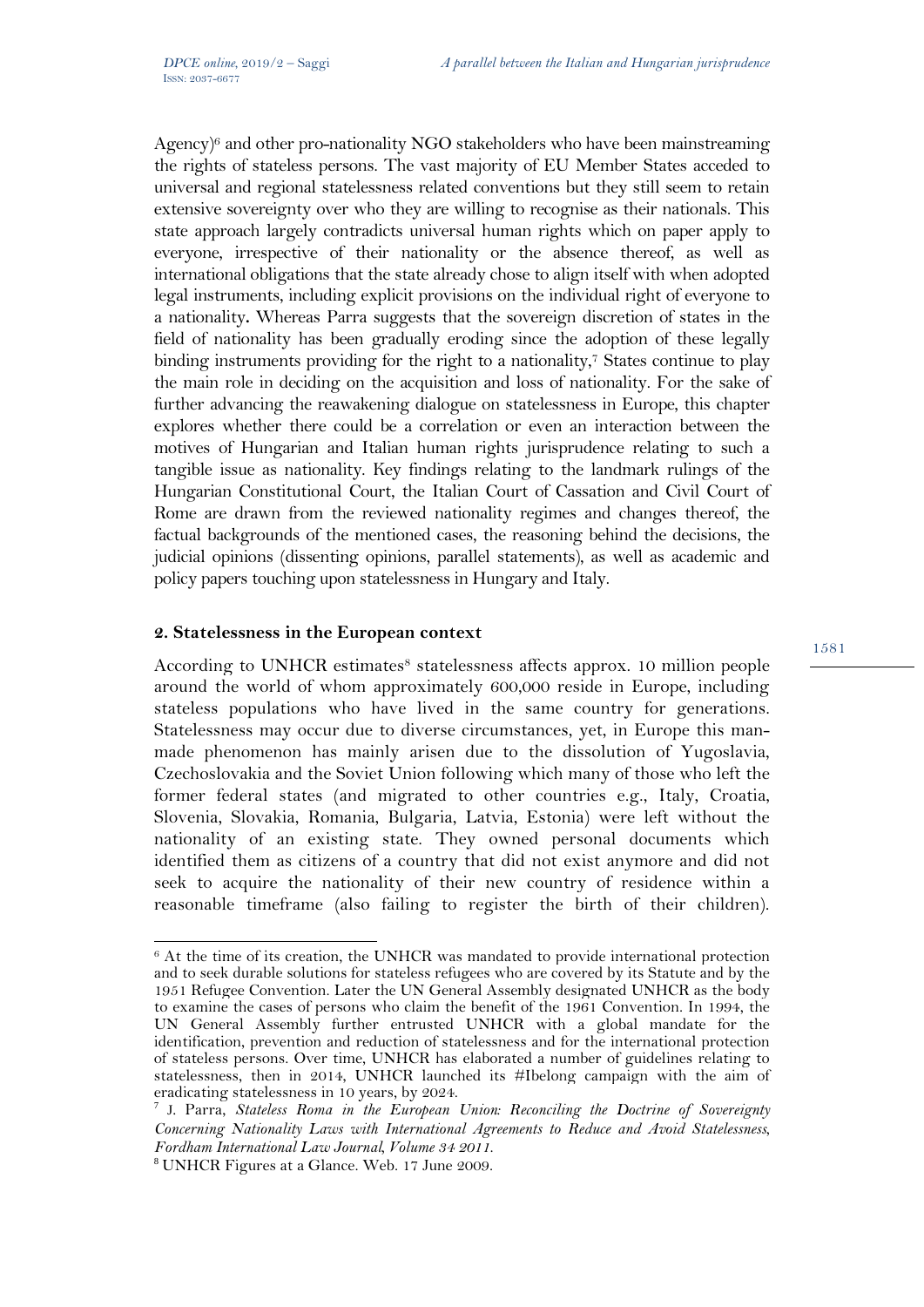Agency)[6] and other pro-nationality NGO stakeholders who have been mainstreaming the rights of stateless persons. The vast majority of EU Member States acceded to universal and regional statelessness related conventions but they still seem to retain extensive sovereignty over who they are willing to recognise as their nationals. This state approach largely contradicts universal human rights which on paper apply to everyone, irrespective of their nationality or the absence thereof, as well as international obligations that the state already chose to align itself with when adopted legal instruments, including explicit provisions on the individual right of everyone to a nationality**.** Whereas Parra suggests that the sovereign discretion of states in the field of nationality has been gradually eroding since the adoption of these legally binding instruments providing for the right to a nationality,[7] States continue to play the main role in deciding on the acquisition and loss of nationality. For the sake of further advancing the reawakening dialogue on statelessness in Europe, this chapter explores whether there could be a correlation or even an interaction between the motives of Hungarian and Italian human rights jurisprudence relating to such a tangible issue as nationality. Key findings relating to the landmark rulings of the Hungarian Constitutional Court, the Italian Court of Cassation and Civil Court of Rome are drawn from the reviewed nationality regimes and changes thereof, the factual backgrounds of the mentioned cases, the reasoning behind the decisions, the judicial opinions (dissenting opinions, parallel statements), as well as academic and policy papers touching upon statelessness in Hungary and Italy.

## 2. Statelessness in the European context

According to UNHCR estimates[8] statelessness affects approx. 10 million people around the world of whom approximately 600,000 reside in Europe, including stateless populations who have lived in the same country for generations. Statelessness may occur due to diverse circumstances, yet, in Europe this man-made phenomenon has mainly arisen due to the dissolution of Yugoslavia, Czechoslovakia and the Soviet Union following which many of those who left the former federal states (and migrated to other countries e.g., Italy, Croatia, Slovenia, Slovakia, Romania, Bulgaria, Latvia, Estonia) were left without the nationality of an existing state. They owned personal documents which identified them as citizens of a country that did not exist anymore and did not seek to acquire the nationality of their new country of residence within a reasonable timeframe (also failing to register the birth of their children).

---

[6] At the time of its creation, the UNHCR was mandated to provide international protection and to seek durable solutions for stateless refugees who are covered by its Statute and by the 1951 Refugee Convention. Later the UN General Assembly designated UNHCR as the body to examine the cases of persons who claim the benefit of the 1961 Convention. In 1994, the UN General Assembly further entrusted UNHCR with a global mandate for the identification, prevention and reduction of statelessness and for the international protection of stateless persons. Over time, UNHCR has elaborated a number of guidelines relating to statelessness, then in 2014, UNHCR launched its #Ibelong campaign with the aim of eradicating statelessness in 10 years, by 2024.

[7] J. Parra, *Stateless Roma in the European Union: Reconciling the Doctrine of Sovereignty Concerning Nationality Laws with International Agreements to Reduce and Avoid Statelessness, Fordham International Law Journal, Volume 34 2011.*

[8] UNHCR Figures at a Glance. Web. 17 June 2009.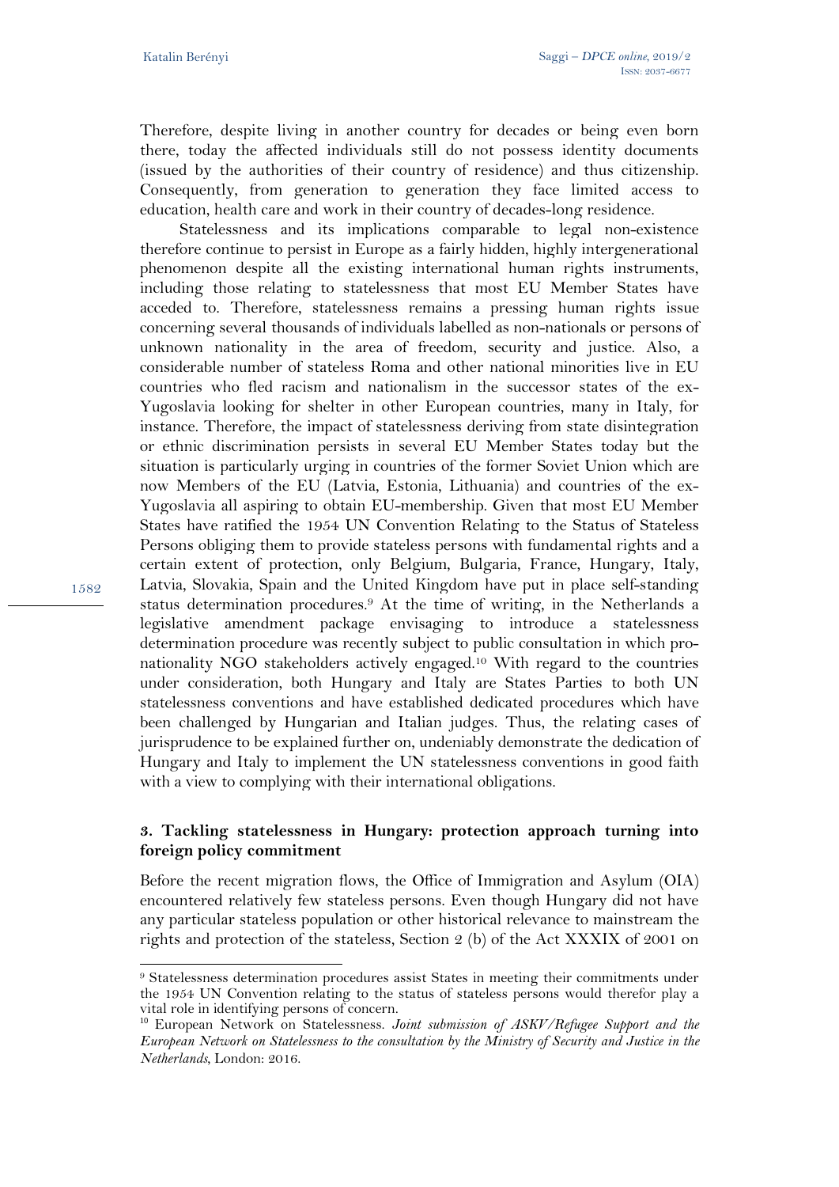Therefore, despite living in another country for decades or being even born there, today the affected individuals still do not possess identity documents (issued by the authorities of their country of residence) and thus citizenship. Consequently, from generation to generation they face limited access to education, health care and work in their country of decades-long residence.

Statelessness and its implications comparable to legal non-existence therefore continue to persist in Europe as a fairly hidden, highly intergenerational phenomenon despite all the existing international human rights instruments, including those relating to statelessness that most EU Member States have acceded to. Therefore, statelessness remains a pressing human rights issue concerning several thousands of individuals labelled as non-nationals or persons of unknown nationality in the area of freedom, security and justice. Also, a considerable number of stateless Roma and other national minorities live in EU countries who fled racism and nationalism in the successor states of the ex-Yugoslavia looking for shelter in other European countries, many in Italy, for instance. Therefore, the impact of statelessness deriving from state disintegration or ethnic discrimination persists in several EU Member States today but the situation is particularly urging in countries of the former Soviet Union which are now Members of the EU (Latvia, Estonia, Lithuania) and countries of the ex-Yugoslavia all aspiring to obtain EU-membership. Given that most EU Member States have ratified the 1954 UN Convention Relating to the Status of Stateless Persons obliging them to provide stateless persons with fundamental rights and a certain extent of protection, only Belgium, Bulgaria, France, Hungary, Italy, Latvia, Slovakia, Spain and the United Kingdom have put in place self-standing status determination procedures.[9] At the time of writing, in the Netherlands a legislative amendment package envisaging to introduce a statelessness determination procedure was recently subject to public consultation in which pro-nationality NGO stakeholders actively engaged.[10] With regard to the countries under consideration, both Hungary and Italy are States Parties to both UN statelessness conventions and have established dedicated procedures which have been challenged by Hungarian and Italian judges. Thus, the relating cases of jurisprudence to be explained further on, undeniably demonstrate the dedication of Hungary and Italy to implement the UN statelessness conventions in good faith with a view to complying with their international obligations.

## 3. Tackling statelessness in Hungary: protection approach turning into foreign policy commitment

Before the recent migration flows, the Office of Immigration and Asylum (OIA) encountered relatively few stateless persons. Even though Hungary did not have any particular stateless population or other historical relevance to mainstream the rights and protection of the stateless, Section 2 (b) of the Act XXXIX of 2001 on

---

[9] Statelessness determination procedures assist States in meeting their commitments under the 1954 UN Convention relating to the status of stateless persons would therefor play a vital role in identifying persons of concern.

[10] European Network on Statelessness. *Joint submission of ASKV/Refugee Support and the European Network on Statelessness to the consultation by the Ministry of Security and Justice in the Netherlands*, London: 2016.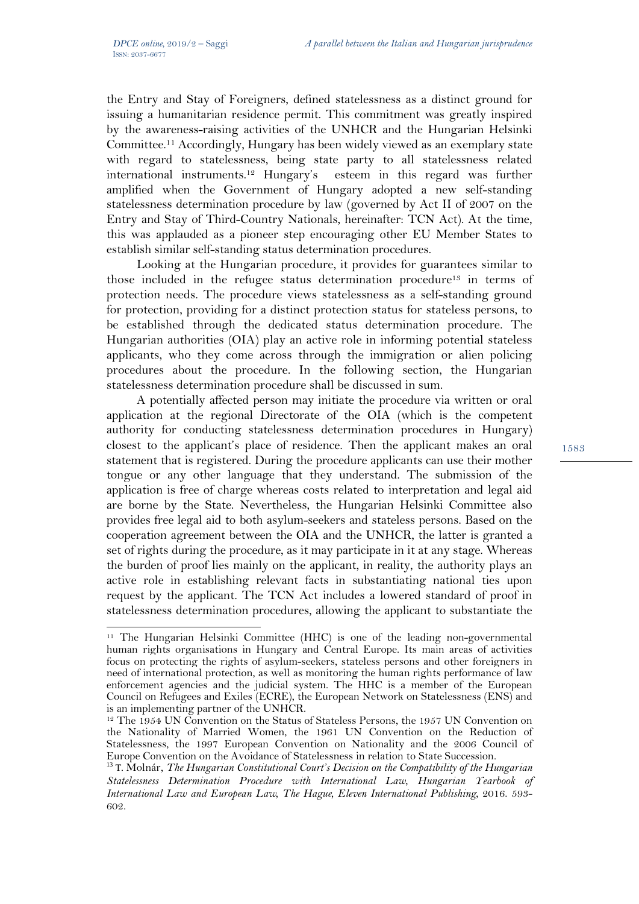the Entry and Stay of Foreigners, defined statelessness as a distinct ground for issuing a humanitarian residence permit. This commitment was greatly inspired by the awareness-raising activities of the UNHCR and the Hungarian Helsinki Committee.[11] Accordingly, Hungary has been widely viewed as an exemplary state with regard to statelessness, being state party to all statelessness related international instruments.[12] Hungary's esteem in this regard was further amplified when the Government of Hungary adopted a new self-standing statelessness determination procedure by law (governed by Act II of 2007 on the Entry and Stay of Third-Country Nationals, hereinafter: TCN Act). At the time, this was applauded as a pioneer step encouraging other EU Member States to establish similar self-standing status determination procedures.

Looking at the Hungarian procedure, it provides for guarantees similar to those included in the refugee status determination procedure[13] in terms of protection needs. The procedure views statelessness as a self-standing ground for protection, providing for a distinct protection status for stateless persons, to be established through the dedicated status determination procedure. The Hungarian authorities (OIA) play an active role in informing potential stateless applicants, who they come across through the immigration or alien policing procedures about the procedure. In the following section, the Hungarian statelessness determination procedure shall be discussed in sum.

A potentially affected person may initiate the procedure via written or oral application at the regional Directorate of the OIA (which is the competent authority for conducting statelessness determination procedures in Hungary) closest to the applicant's place of residence. Then the applicant makes an oral statement that is registered. During the procedure applicants can use their mother tongue or any other language that they understand. The submission of the application is free of charge whereas costs related to interpretation and legal aid are borne by the State. Nevertheless, the Hungarian Helsinki Committee also provides free legal aid to both asylum-seekers and stateless persons. Based on the cooperation agreement between the OIA and the UNHCR, the latter is granted a set of rights during the procedure, as it may participate in it at any stage. Whereas the burden of proof lies mainly on the applicant, in reality, the authority plays an active role in establishing relevant facts in substantiating national ties upon request by the applicant. The TCN Act includes a lowered standard of proof in statelessness determination procedures, allowing the applicant to substantiate the

---

[11] The Hungarian Helsinki Committee (HHC) is one of the leading non-governmental human rights organisations in Hungary and Central Europe. Its main areas of activities focus on protecting the rights of asylum-seekers, stateless persons and other foreigners in need of international protection, as well as monitoring the human rights performance of law enforcement agencies and the judicial system. The HHC is a member of the European Council on Refugees and Exiles (ECRE), the European Network on Statelessness (ENS) and is an implementing partner of the UNHCR.

[12] The 1954 UN Convention on the Status of Stateless Persons, the 1957 UN Convention on the Nationality of Married Women, the 1961 UN Convention on the Reduction of Statelessness, the 1997 European Convention on Nationality and the 2006 Council of Europe Convention on the Avoidance of Statelessness in relation to State Succession.

[13] T. Molnár, *The Hungarian Constitutional Court's Decision on the Compatibility of the Hungarian Statelessness Determination Procedure with International Law, Hungarian Yearbook of International Law and European Law, The Hague, Eleven International Publishing*, 2016. 593-602.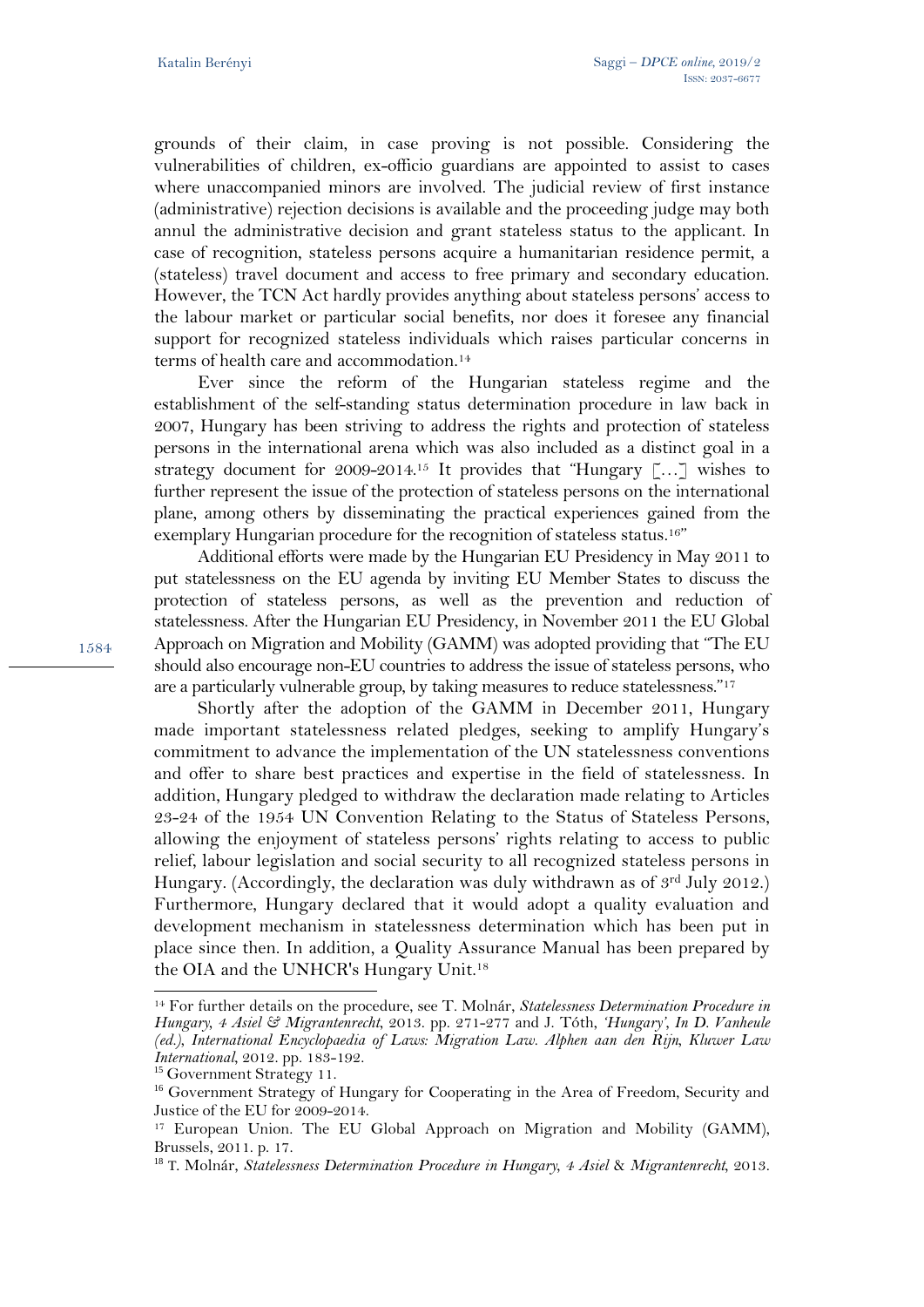grounds of their claim, in case proving is not possible. Considering the vulnerabilities of children, ex-officio guardians are appointed to assist to cases where unaccompanied minors are involved. The judicial review of first instance (administrative) rejection decisions is available and the proceeding judge may both annul the administrative decision and grant stateless status to the applicant. In case of recognition, stateless persons acquire a humanitarian residence permit, a (stateless) travel document and access to free primary and secondary education. However, the TCN Act hardly provides anything about stateless persons' access to the labour market or particular social benefits, nor does it foresee any financial support for recognized stateless individuals which raises particular concerns in terms of health care and accommodation.[14]

Ever since the reform of the Hungarian stateless regime and the establishment of the self-standing status determination procedure in law back in 2007, Hungary has been striving to address the rights and protection of stateless persons in the international arena which was also included as a distinct goal in a strategy document for 2009-2014.[15] It provides that "Hungary […] wishes to further represent the issue of the protection of stateless persons on the international plane, among others by disseminating the practical experiences gained from the exemplary Hungarian procedure for the recognition of stateless status.[16]"

Additional efforts were made by the Hungarian EU Presidency in May 2011 to put statelessness on the EU agenda by inviting EU Member States to discuss the protection of stateless persons, as well as the prevention and reduction of statelessness. After the Hungarian EU Presidency, in November 2011 the EU Global Approach on Migration and Mobility (GAMM) was adopted providing that "The EU should also encourage non-EU countries to address the issue of stateless persons, who are a particularly vulnerable group, by taking measures to reduce statelessness."[17]

Shortly after the adoption of the GAMM in December 2011, Hungary made important statelessness related pledges, seeking to amplify Hungary's commitment to advance the implementation of the UN statelessness conventions and offer to share best practices and expertise in the field of statelessness. In addition, Hungary pledged to withdraw the declaration made relating to Articles 23-24 of the 1954 UN Convention Relating to the Status of Stateless Persons, allowing the enjoyment of stateless persons' rights relating to access to public relief, labour legislation and social security to all recognized stateless persons in Hungary. (Accordingly, the declaration was duly withdrawn as of 3rd July 2012.) Furthermore, Hungary declared that it would adopt a quality evaluation and development mechanism in statelessness determination which has been put in place since then. In addition, a Quality Assurance Manual has been prepared by the OIA and the UNHCR's Hungary Unit.[18]

---

[14] For further details on the procedure, see T. Molnár, *Statelessness Determination Procedure in Hungary, 4 Asiel & Migrantenrecht*, 2013. pp. 271-277 and J. Tóth, *'Hungary', In D. Vanheule (ed.), International Encyclopaedia of Laws: Migration Law. Alphen aan den Rijn, Kluwer Law International*, 2012. pp. 183-192.

[15] Government Strategy 11.

[16] Government Strategy of Hungary for Cooperating in the Area of Freedom, Security and Justice of the EU for 2009-2014.

[17] European Union. The EU Global Approach on Migration and Mobility (GAMM), Brussels, 2011. p. 17.

[18] T. Molnár, *Statelessness Determination Procedure in Hungary, 4 Asiel* & *Migrantenrecht*, 2013.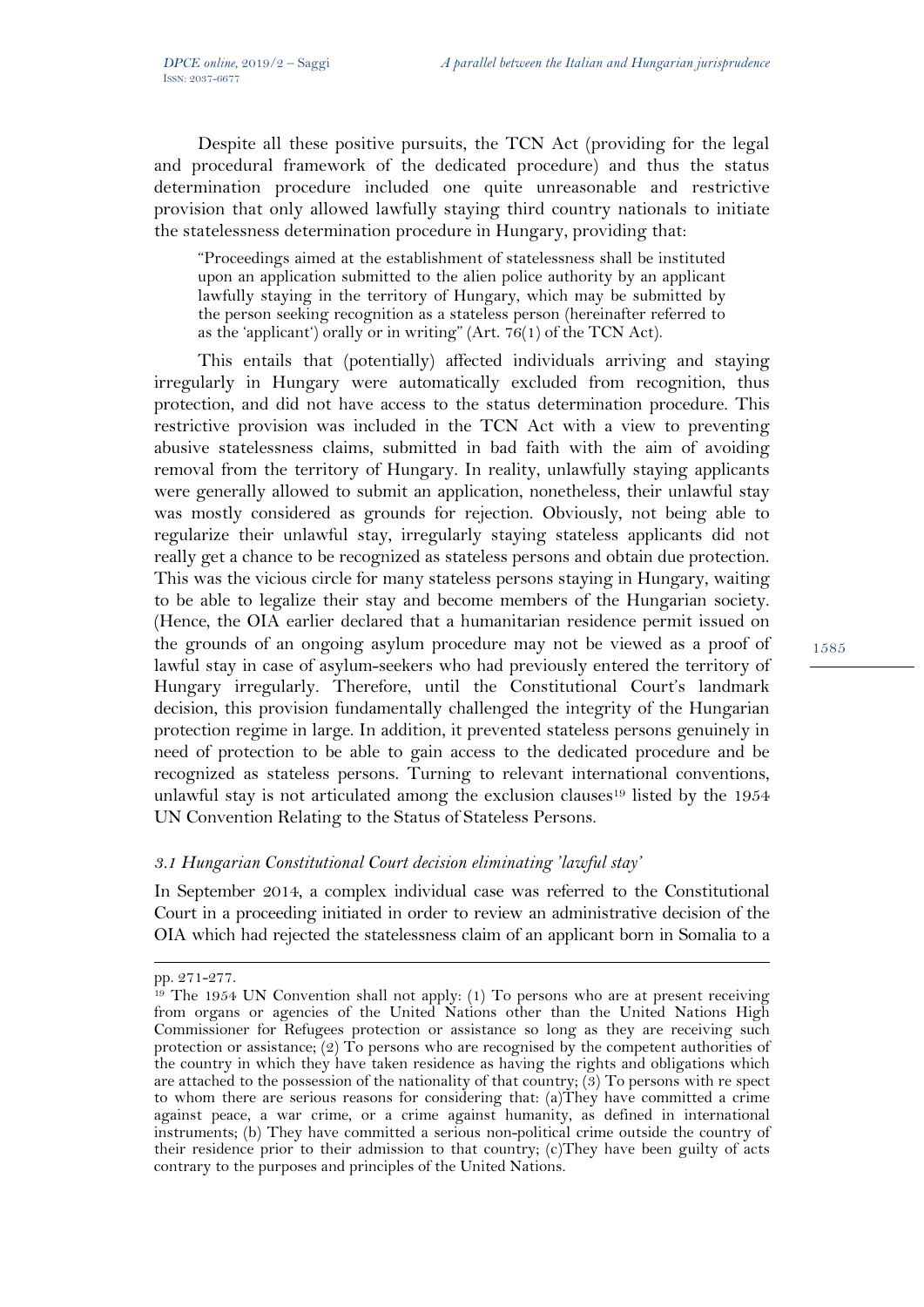Despite all these positive pursuits, the TCN Act (providing for the legal and procedural framework of the dedicated procedure) and thus the status determination procedure included one quite unreasonable and restrictive provision that only allowed lawfully staying third country nationals to initiate the statelessness determination procedure in Hungary, providing that:

> "Proceedings aimed at the establishment of statelessness shall be instituted upon an application submitted to the alien police authority by an applicant lawfully staying in the territory of Hungary, which may be submitted by the person seeking recognition as a stateless person (hereinafter referred to as the 'applicant') orally or in writing" (Art. 76(1) of the TCN Act).

This entails that (potentially) affected individuals arriving and staying irregularly in Hungary were automatically excluded from recognition, thus protection, and did not have access to the status determination procedure. This restrictive provision was included in the TCN Act with a view to preventing abusive statelessness claims, submitted in bad faith with the aim of avoiding removal from the territory of Hungary. In reality, unlawfully staying applicants were generally allowed to submit an application, nonetheless, their unlawful stay was mostly considered as grounds for rejection. Obviously, not being able to regularize their unlawful stay, irregularly staying stateless applicants did not really get a chance to be recognized as stateless persons and obtain due protection. This was the vicious circle for many stateless persons staying in Hungary, waiting to be able to legalize their stay and become members of the Hungarian society. (Hence, the OIA earlier declared that a humanitarian residence permit issued on the grounds of an ongoing asylum procedure may not be viewed as a proof of lawful stay in case of asylum-seekers who had previously entered the territory of Hungary irregularly. Therefore, until the Constitutional Court's landmark decision, this provision fundamentally challenged the integrity of the Hungarian protection regime in large. In addition, it prevented stateless persons genuinely in need of protection to be able to gain access to the dedicated procedure and be recognized as stateless persons. Turning to relevant international conventions, unlawful stay is not articulated among the exclusion clauses[19] listed by the 1954 UN Convention Relating to the Status of Stateless Persons.

### *3.1 Hungarian Constitutional Court decision eliminating 'lawful stay'*

In September 2014, a complex individual case was referred to the Constitutional Court in a proceeding initiated in order to review an administrative decision of the OIA which had rejected the statelessness claim of an applicant born in Somalia to a

---

pp. 271-277.

[19] The 1954 UN Convention shall not apply: (1) To persons who are at present receiving from organs or agencies of the United Nations other than the United Nations High Commissioner for Refugees protection or assistance so long as they are receiving such protection or assistance; (2) To persons who are recognised by the competent authorities of the country in which they have taken residence as having the rights and obligations which are attached to the possession of the nationality of that country; (3) To persons with re spect to whom there are serious reasons for considering that: (a)They have committed a crime against peace, a war crime, or a crime against humanity, as defined in international instruments; (b) They have committed a serious non-political crime outside the country of their residence prior to their admission to that country; (c)They have been guilty of acts contrary to the purposes and principles of the United Nations.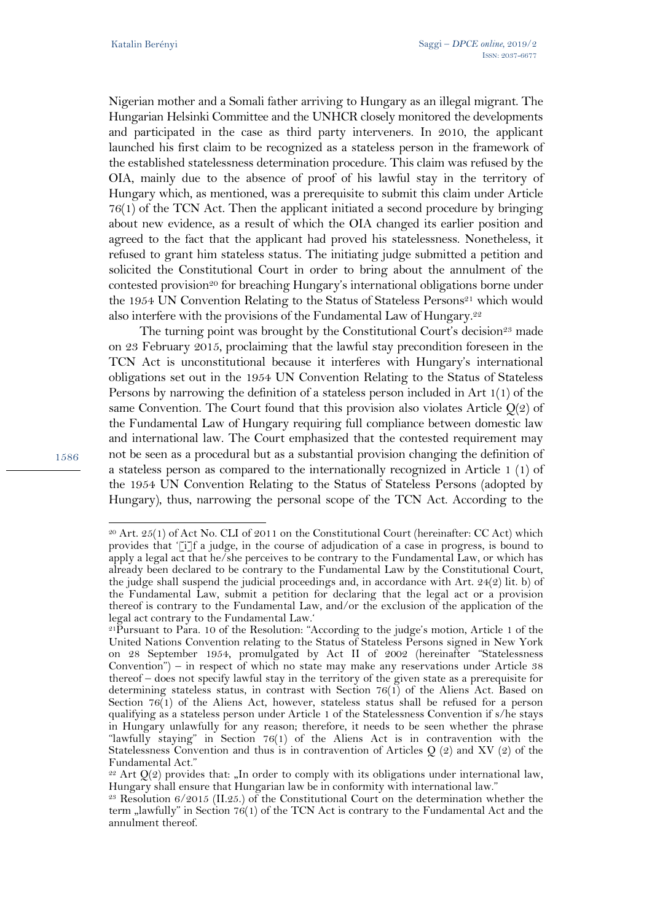Nigerian mother and a Somali father arriving to Hungary as an illegal migrant. The Hungarian Helsinki Committee and the UNHCR closely monitored the developments and participated in the case as third party interveners. In 2010, the applicant launched his first claim to be recognized as a stateless person in the framework of the established statelessness determination procedure. This claim was refused by the OIA, mainly due to the absence of proof of his lawful stay in the territory of Hungary which, as mentioned, was a prerequisite to submit this claim under Article 76(1) of the TCN Act. Then the applicant initiated a second procedure by bringing about new evidence, as a result of which the OIA changed its earlier position and agreed to the fact that the applicant had proved his statelessness. Nonetheless, it refused to grant him stateless status. The initiating judge submitted a petition and solicited the Constitutional Court in order to bring about the annulment of the contested provision[20] for breaching Hungary's international obligations borne under the 1954 UN Convention Relating to the Status of Stateless Persons[21] which would also interfere with the provisions of the Fundamental Law of Hungary.[22]

The turning point was brought by the Constitutional Court's decision[23] made on 23 February 2015, proclaiming that the lawful stay precondition foreseen in the TCN Act is unconstitutional because it interferes with Hungary's international obligations set out in the 1954 UN Convention Relating to the Status of Stateless Persons by narrowing the definition of a stateless person included in Art 1(1) of the same Convention. The Court found that this provision also violates Article Q(2) of the Fundamental Law of Hungary requiring full compliance between domestic law and international law. The Court emphasized that the contested requirement may not be seen as a procedural but as a substantial provision changing the definition of a stateless person as compared to the internationally recognized in Article 1 (1) of the 1954 UN Convention Relating to the Status of Stateless Persons (adopted by Hungary), thus, narrowing the personal scope of the TCN Act. According to the

---

[20] Art. 25(1) of Act No. CLI of 2011 on the Constitutional Court (hereinafter: CC Act) which provides that '[i]f a judge, in the course of adjudication of a case in progress, is bound to apply a legal act that he/she perceives to be contrary to the Fundamental Law, or which has already been declared to be contrary to the Fundamental Law by the Constitutional Court, the judge shall suspend the judicial proceedings and, in accordance with Art. 24(2) lit. b) of the Fundamental Law, submit a petition for declaring that the legal act or a provision thereof is contrary to the Fundamental Law, and/or the exclusion of the application of the legal act contrary to the Fundamental Law.'

[21] Pursuant to Para. 10 of the Resolution: "According to the judge's motion, Article 1 of the United Nations Convention relating to the Status of Stateless Persons signed in New York on 28 September 1954, promulgated by Act II of 2002 (hereinafter "Statelessness Convention") – in respect of which no state may make any reservations under Article 38 thereof – does not specify lawful stay in the territory of the given state as a prerequisite for determining stateless status, in contrast with Section 76(1) of the Aliens Act. Based on Section 76(1) of the Aliens Act, however, stateless status shall be refused for a person qualifying as a stateless person under Article 1 of the Statelessness Convention if s/he stays in Hungary unlawfully for any reason; therefore, it needs to be seen whether the phrase "lawfully staying" in Section 76(1) of the Aliens Act is in contravention with the Statelessness Convention and thus is in contravention of Articles Q (2) and XV (2) of the Fundamental Act."

[22] Art Q(2) provides that: „In order to comply with its obligations under international law, Hungary shall ensure that Hungarian law be in conformity with international law."

[23] Resolution 6/2015 (II.25.) of the Constitutional Court on the determination whether the term „lawfully" in Section 76(1) of the TCN Act is contrary to the Fundamental Act and the annulment thereof.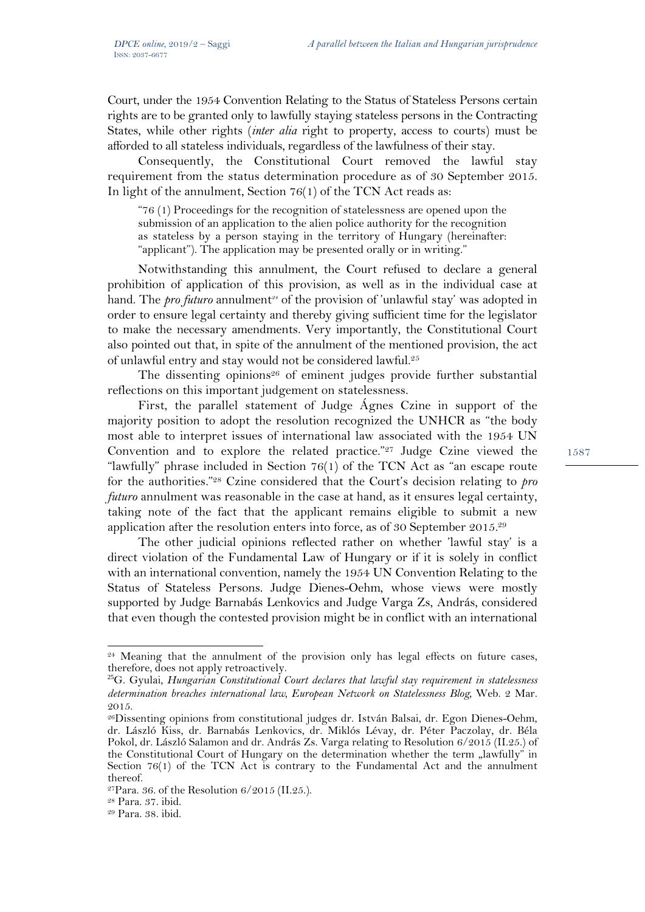Court, under the 1954 Convention Relating to the Status of Stateless Persons certain rights are to be granted only to lawfully staying stateless persons in the Contracting States, while other rights (*inter alia* right to property, access to courts) must be afforded to all stateless individuals, regardless of the lawfulness of their stay.

Consequently, the Constitutional Court removed the lawful stay requirement from the status determination procedure as of 30 September 2015. In light of the annulment, Section 76(1) of the TCN Act reads as:

> "76 (1) Proceedings for the recognition of statelessness are opened upon the submission of an application to the alien police authority for the recognition as stateless by a person staying in the territory of Hungary (hereinafter: "applicant"). The application may be presented orally or in writing."

Notwithstanding this annulment, the Court refused to declare a general prohibition of application of this provision, as well as in the individual case at hand. The *pro futuro* annulment[24] of the provision of 'unlawful stay' was adopted in order to ensure legal certainty and thereby giving sufficient time for the legislator to make the necessary amendments. Very importantly, the Constitutional Court also pointed out that, in spite of the annulment of the mentioned provision, the act of unlawful entry and stay would not be considered lawful.[25]

The dissenting opinions[26] of eminent judges provide further substantial reflections on this important judgement on statelessness.

First, the parallel statement of Judge Ágnes Czine in support of the majority position to adopt the resolution recognized the UNHCR as "the body most able to interpret issues of international law associated with the 1954 UN Convention and to explore the related practice."[27] Judge Czine viewed the "lawfully" phrase included in Section 76(1) of the TCN Act as "an escape route for the authorities."[28] Czine considered that the Court's decision relating to *pro futuro* annulment was reasonable in the case at hand, as it ensures legal certainty, taking note of the fact that the applicant remains eligible to submit a new application after the resolution enters into force, as of 30 September 2015.[29]

The other judicial opinions reflected rather on whether 'lawful stay' is a direct violation of the Fundamental Law of Hungary or if it is solely in conflict with an international convention, namely the 1954 UN Convention Relating to the Status of Stateless Persons. Judge Dienes-Oehm, whose views were mostly supported by Judge Barnabás Lenkovics and Judge Varga Zs, András, considered that even though the contested provision might be in conflict with an international

---

[24] Meaning that the annulment of the provision only has legal effects on future cases, therefore, does not apply retroactively.

[25] G. Gyulai, *Hungarian Constitutional Court declares that lawful stay requirement in statelessness determination breaches international law, European Network on Statelessness Blog*, Web. 2 Mar. 2015.

[26] Dissenting opinions from constitutional judges dr. István Balsai, dr. Egon Dienes-Oehm, dr. László Kiss, dr. Barnabás Lenkovics, dr. Miklós Lévay, dr. Péter Paczolay, dr. Béla Pokol, dr. László Salamon and dr. András Zs. Varga relating to Resolution 6/2015 (II.25.) of the Constitutional Court of Hungary on the determination whether the term „lawfully" in Section 76(1) of the TCN Act is contrary to the Fundamental Act and the annulment thereof.

[27] Para. 36. of the Resolution 6/2015 (II.25.).

[28] Para. 37. ibid.

[29] Para. 38. ibid.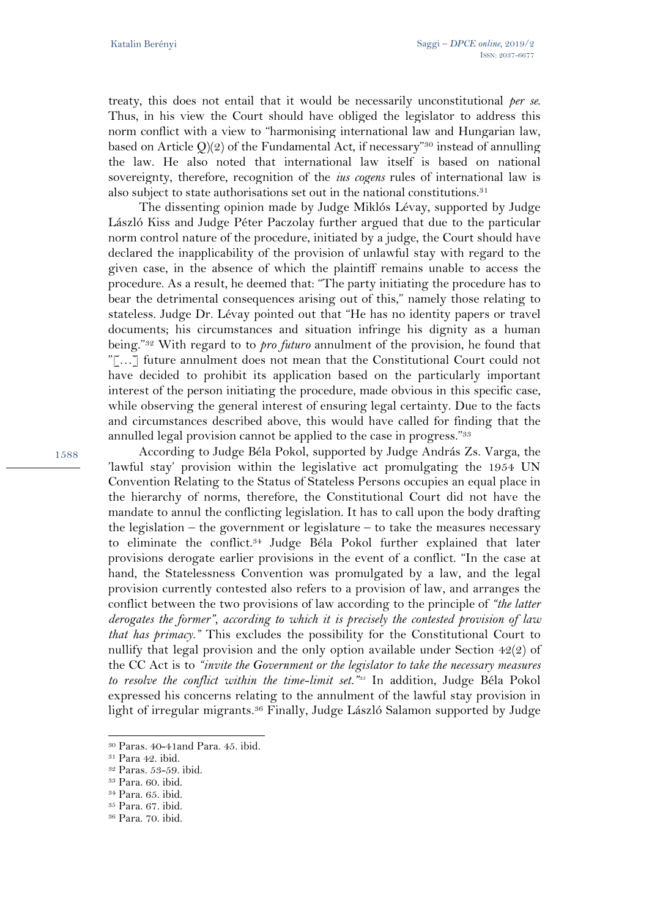treaty, this does not entail that it would be necessarily unconstitutional *per se*. Thus, in his view the Court should have obliged the legislator to address this norm conflict with a view to "harmonising international law and Hungarian law, based on Article Q)(2) of the Fundamental Act, if necessary"[30] instead of annulling the law. He also noted that international law itself is based on national sovereignty, therefore, recognition of the *ius cogens* rules of international law is also subject to state authorisations set out in the national constitutions.[31]

The dissenting opinion made by Judge Miklós Lévay, supported by Judge László Kiss and Judge Péter Paczolay further argued that due to the particular norm control nature of the procedure, initiated by a judge, the Court should have declared the inapplicability of the provision of unlawful stay with regard to the given case, in the absence of which the plaintiff remains unable to access the procedure. As a result, he deemed that: "The party initiating the procedure has to bear the detrimental consequences arising out of this," namely those relating to stateless. Judge Dr. Lévay pointed out that "He has no identity papers or travel documents; his circumstances and situation infringe his dignity as a human being."[32] With regard to to *pro futuro* annulment of the provision, he found that "[…] future annulment does not mean that the Constitutional Court could not have decided to prohibit its application based on the particularly important interest of the person initiating the procedure, made obvious in this specific case, while observing the general interest of ensuring legal certainty. Due to the facts and circumstances described above, this would have called for finding that the annulled legal provision cannot be applied to the case in progress."[33]

According to Judge Béla Pokol, supported by Judge András Zs. Varga, the 'lawful stay' provision within the legislative act promulgating the 1954 UN Convention Relating to the Status of Stateless Persons occupies an equal place in the hierarchy of norms, therefore, the Constitutional Court did not have the mandate to annul the conflicting legislation. It has to call upon the body drafting the legislation – the government or legislature – to take the measures necessary to eliminate the conflict.[34] Judge Béla Pokol further explained that later provisions derogate earlier provisions in the event of a conflict. "In the case at hand, the Statelessness Convention was promulgated by a law, and the legal provision currently contested also refers to a provision of law, and arranges the conflict between the two provisions of law according to the principle of *"the latter derogates the former", according to which it is precisely the contested provision of law that has primacy."* This excludes the possibility for the Constitutional Court to nullify that legal provision and the only option available under Section 42(2) of the CC Act is to *"invite the Government or the legislator to take the necessary measures to resolve the conflict within the time-limit set."*[35] In addition, Judge Béla Pokol expressed his concerns relating to the annulment of the lawful stay provision in light of irregular migrants.[36] Finally, Judge László Salamon supported by Judge

---

[30] Paras. 40-41and Para. 45. ibid.

[31] Para 42. ibid.

[32] Paras. 53-59. ibid.

[33] Para. 60. ibid.

[34] Para. 65. ibid.

[35] Para. 67. ibid.

[36] Para. 70. ibid.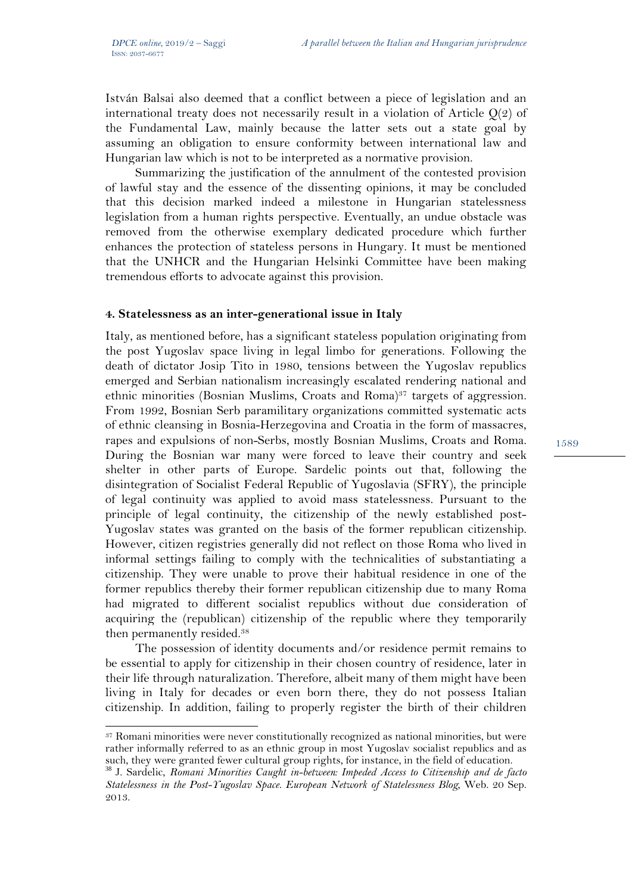István Balsai also deemed that a conflict between a piece of legislation and an international treaty does not necessarily result in a violation of Article Q(2) of the Fundamental Law, mainly because the latter sets out a state goal by assuming an obligation to ensure conformity between international law and Hungarian law which is not to be interpreted as a normative provision.

Summarizing the justification of the annulment of the contested provision of lawful stay and the essence of the dissenting opinions, it may be concluded that this decision marked indeed a milestone in Hungarian statelessness legislation from a human rights perspective. Eventually, an undue obstacle was removed from the otherwise exemplary dedicated procedure which further enhances the protection of stateless persons in Hungary. It must be mentioned that the UNHCR and the Hungarian Helsinki Committee have been making tremendous efforts to advocate against this provision.

### 4. Statelessness as an inter-generational issue in Italy

Italy, as mentioned before, has a significant stateless population originating from the post Yugoslav space living in legal limbo for generations. Following the death of dictator Josip Tito in 1980, tensions between the Yugoslav republics emerged and Serbian nationalism increasingly escalated rendering national and ethnic minorities (Bosnian Muslims, Croats and Roma)[37] targets of aggression. From 1992, Bosnian Serb paramilitary organizations committed systematic acts of ethnic cleansing in Bosnia-Herzegovina and Croatia in the form of massacres, rapes and expulsions of non-Serbs, mostly Bosnian Muslims, Croats and Roma. During the Bosnian war many were forced to leave their country and seek shelter in other parts of Europe. Sardelic points out that, following the disintegration of Socialist Federal Republic of Yugoslavia (SFRY), the principle of legal continuity was applied to avoid mass statelessness. Pursuant to the principle of legal continuity, the citizenship of the newly established post-Yugoslav states was granted on the basis of the former republican citizenship. However, citizen registries generally did not reflect on those Roma who lived in informal settings failing to comply with the technicalities of substantiating a citizenship. They were unable to prove their habitual residence in one of the former republics thereby their former republican citizenship due to many Roma had migrated to different socialist republics without due consideration of acquiring the (republican) citizenship of the republic where they temporarily then permanently resided.[38]

The possession of identity documents and/or residence permit remains to be essential to apply for citizenship in their chosen country of residence, later in their life through naturalization. Therefore, albeit many of them might have been living in Italy for decades or even born there, they do not possess Italian citizenship. In addition, failing to properly register the birth of their children

---

[37] Romani minorities were never constitutionally recognized as national minorities, but were rather informally referred to as an ethnic group in most Yugoslav socialist republics and as such, they were granted fewer cultural group rights, for instance, in the field of education.

[38] J. Sardelic, *Romani Minorities Caught in-between: Impeded Access to Citizenship and de facto Statelessness in the Post-Yugoslav Space. European Network of Statelessness Blog*, Web. 20 Sep. 2013.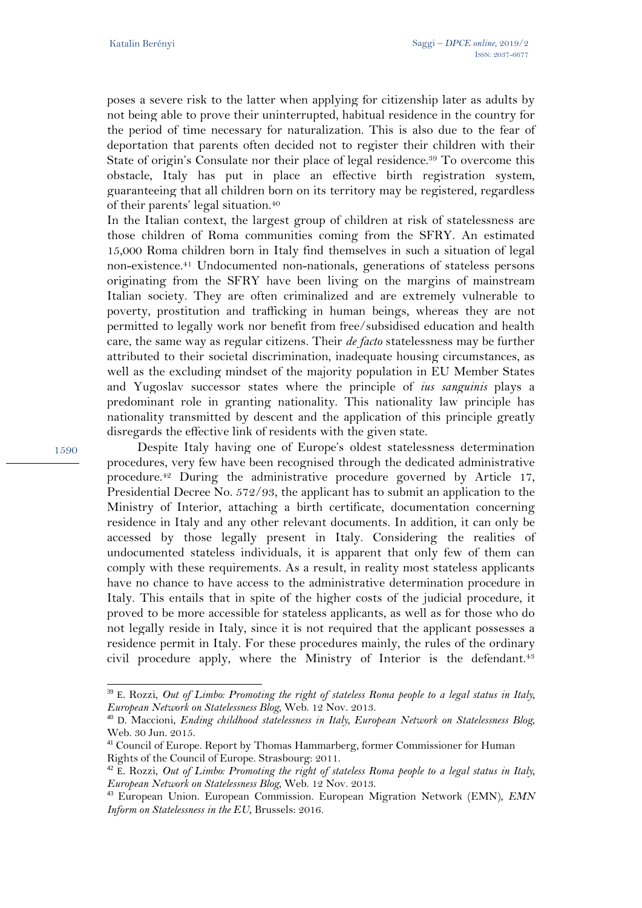poses a severe risk to the latter when applying for citizenship later as adults by not being able to prove their uninterrupted, habitual residence in the country for the period of time necessary for naturalization. This is also due to the fear of deportation that parents often decided not to register their children with their State of origin's Consulate nor their place of legal residence.[39] To overcome this obstacle, Italy has put in place an effective birth registration system, guaranteeing that all children born on its territory may be registered, regardless of their parents' legal situation.[40]

In the Italian context, the largest group of children at risk of statelessness are those children of Roma communities coming from the SFRY. An estimated 15,000 Roma children born in Italy find themselves in such a situation of legal non-existence.[41] Undocumented non-nationals, generations of stateless persons originating from the SFRY have been living on the margins of mainstream Italian society. They are often criminalized and are extremely vulnerable to poverty, prostitution and trafficking in human beings, whereas they are not permitted to legally work nor benefit from free/subsidised education and health care, the same way as regular citizens. Their *de facto* statelessness may be further attributed to their societal discrimination, inadequate housing circumstances, as well as the excluding mindset of the majority population in EU Member States and Yugoslav successor states where the principle of *ius sanguinis* plays a predominant role in granting nationality. This nationality law principle has nationality transmitted by descent and the application of this principle greatly disregards the effective link of residents with the given state.

Despite Italy having one of Europe's oldest statelessness determination procedures, very few have been recognised through the dedicated administrative procedure.[42] During the administrative procedure governed by Article 17, Presidential Decree No. 572/93, the applicant has to submit an application to the Ministry of Interior, attaching a birth certificate, documentation concerning residence in Italy and any other relevant documents. In addition, it can only be accessed by those legally present in Italy. Considering the realities of undocumented stateless individuals, it is apparent that only few of them can comply with these requirements. As a result, in reality most stateless applicants have no chance to have access to the administrative determination procedure in Italy. This entails that in spite of the higher costs of the judicial procedure, it proved to be more accessible for stateless applicants, as well as for those who do not legally reside in Italy, since it is not required that the applicant possesses a residence permit in Italy. For these procedures mainly, the rules of the ordinary civil procedure apply, where the Ministry of Interior is the defendant.[43]

---

[39] E. Rozzi, *Out of Limbo: Promoting the right of stateless Roma people to a legal status in Italy, European Network on Statelessness Blog*, Web. 12 Nov. 2013.

[40] D. Maccioni, *Ending childhood statelessness in Italy, European Network on Statelessness Blog*, Web. 30 Jun. 2015.

[41] Council of Europe. Report by Thomas Hammarberg, former Commissioner for Human Rights of the Council of Europe. Strasbourg: 2011.

[42] E. Rozzi, *Out of Limbo: Promoting the right of stateless Roma people to a legal status in Italy, European Network on Statelessness Blog*, Web. 12 Nov. 2013.

[43] European Union. European Commission. European Migration Network (EMN), *EMN Inform on Statelessness in the EU*, Brussels: 2016.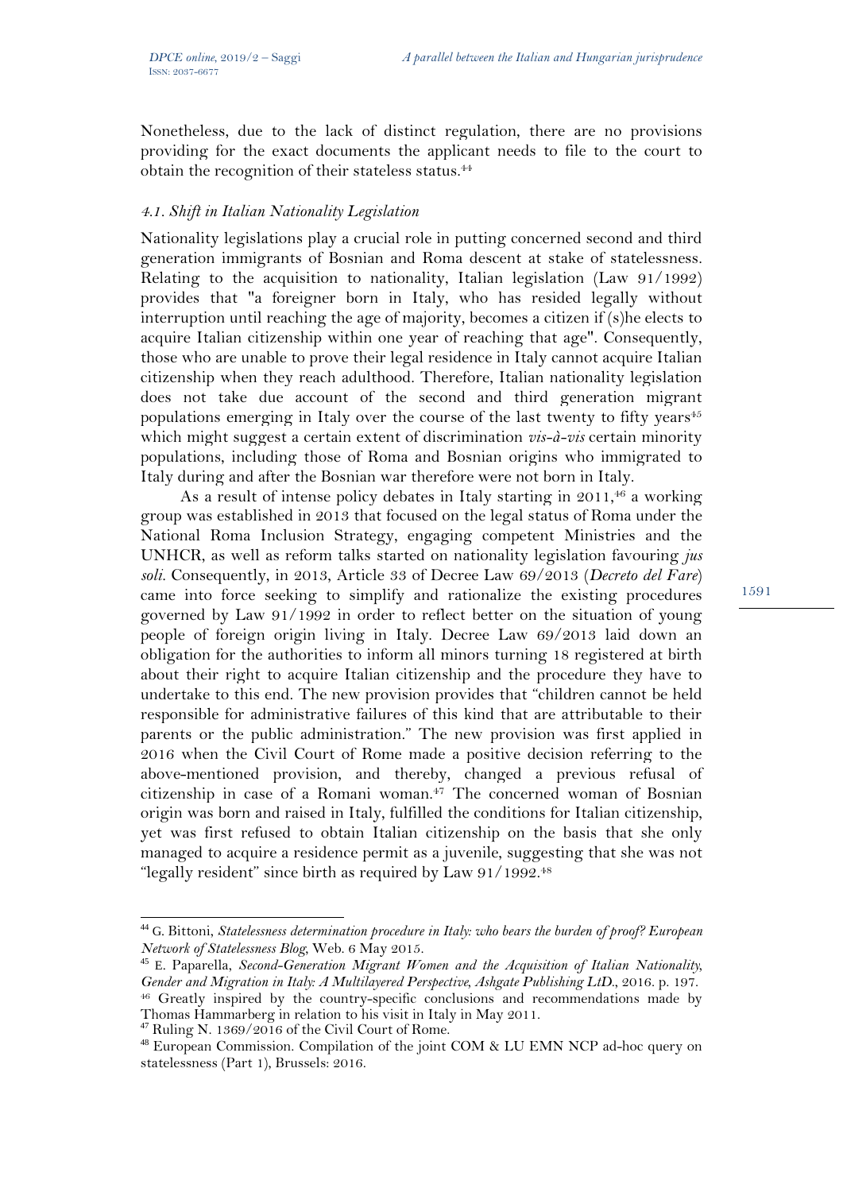Nonetheless, due to the lack of distinct regulation, there are no provisions providing for the exact documents the applicant needs to file to the court to obtain the recognition of their stateless status.[44]

### *4.1. Shift in Italian Nationality Legislation*

Nationality legislations play a crucial role in putting concerned second and third generation immigrants of Bosnian and Roma descent at stake of statelessness. Relating to the acquisition to nationality, Italian legislation (Law 91/1992) provides that "a foreigner born in Italy, who has resided legally without interruption until reaching the age of majority, becomes a citizen if (s)he elects to acquire Italian citizenship within one year of reaching that age". Consequently, those who are unable to prove their legal residence in Italy cannot acquire Italian citizenship when they reach adulthood. Therefore, Italian nationality legislation does not take due account of the second and third generation migrant populations emerging in Italy over the course of the last twenty to fifty years[45] which might suggest a certain extent of discrimination *vis-à-vis* certain minority populations, including those of Roma and Bosnian origins who immigrated to Italy during and after the Bosnian war therefore were not born in Italy.

As a result of intense policy debates in Italy starting in 2011,[46] a working group was established in 2013 that focused on the legal status of Roma under the National Roma Inclusion Strategy, engaging competent Ministries and the UNHCR, as well as reform talks started on nationality legislation favouring *jus soli*. Consequently, in 2013, Article 33 of Decree Law 69/2013 (*Decreto del Fare*) came into force seeking to simplify and rationalize the existing procedures governed by Law 91/1992 in order to reflect better on the situation of young people of foreign origin living in Italy. Decree Law 69/2013 laid down an obligation for the authorities to inform all minors turning 18 registered at birth about their right to acquire Italian citizenship and the procedure they have to undertake to this end. The new provision provides that "children cannot be held responsible for administrative failures of this kind that are attributable to their parents or the public administration." The new provision was first applied in 2016 when the Civil Court of Rome made a positive decision referring to the above-mentioned provision, and thereby, changed a previous refusal of citizenship in case of a Romani woman.[47] The concerned woman of Bosnian origin was born and raised in Italy, fulfilled the conditions for Italian citizenship, yet was first refused to obtain Italian citizenship on the basis that she only managed to acquire a residence permit as a juvenile, suggesting that she was not "legally resident" since birth as required by Law 91/1992.[48]

---

[44] G. Bittoni, *Statelessness determination procedure in Italy: who bears the burden of proof? European Network of Statelessness Blog*, Web. 6 May 2015.

[45] E. Paparella, *Second-Generation Migrant Women and the Acquisition of Italian Nationality, Gender and Migration in Italy: A Multilayered Perspective, Ashgate Publishing LtD.*, 2016. p. 197.

[46] Greatly inspired by the country-specific conclusions and recommendations made by Thomas Hammarberg in relation to his visit in Italy in May 2011.

[47] Ruling N. 1369/2016 of the Civil Court of Rome.

[48] European Commission. Compilation of the joint COM & LU EMN NCP ad-hoc query on statelessness (Part 1), Brussels: 2016.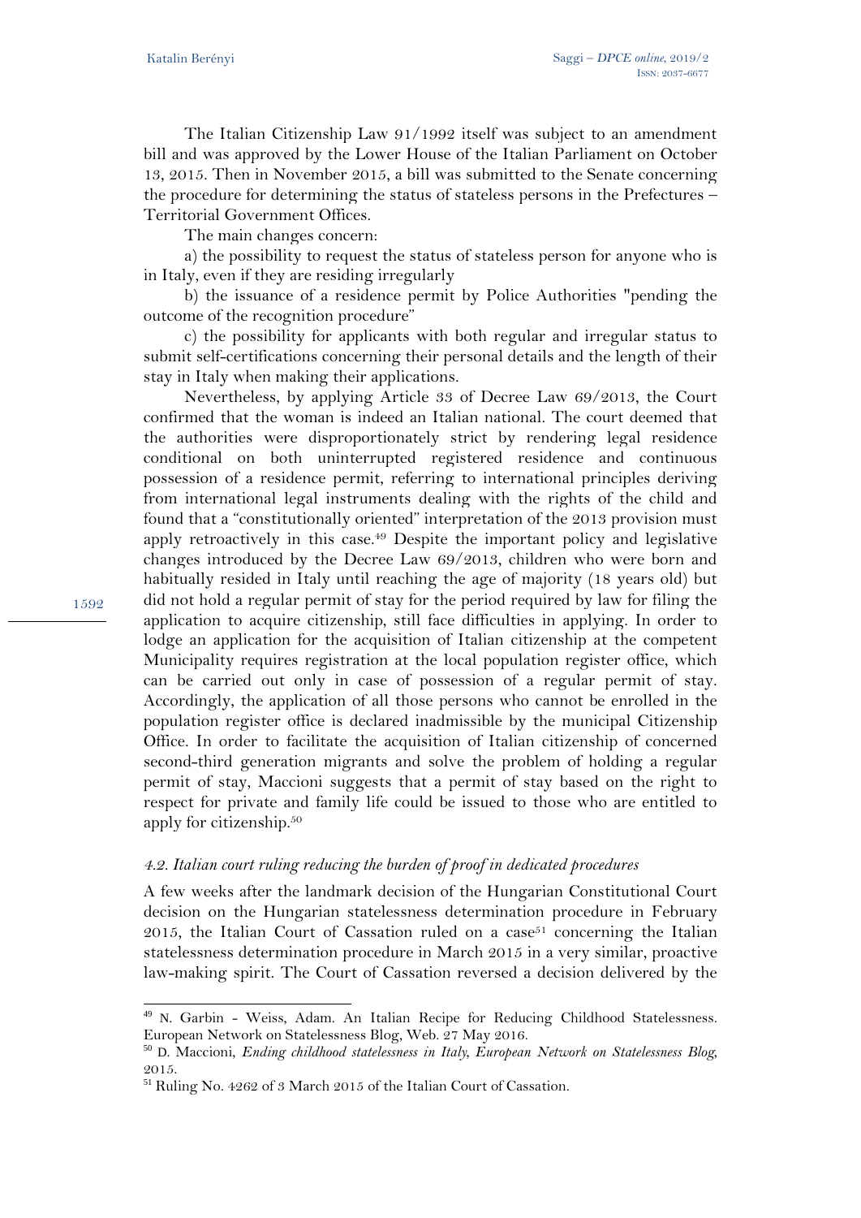The Italian Citizenship Law 91/1992 itself was subject to an amendment bill and was approved by the Lower House of the Italian Parliament on October 13, 2015. Then in November 2015, a bill was submitted to the Senate concerning the procedure for determining the status of stateless persons in the Prefectures – Territorial Government Offices.

The main changes concern:

a) the possibility to request the status of stateless person for anyone who is in Italy, even if they are residing irregularly

b) the issuance of a residence permit by Police Authorities "pending the outcome of the recognition procedure"

c) the possibility for applicants with both regular and irregular status to submit self-certifications concerning their personal details and the length of their stay in Italy when making their applications.

Nevertheless, by applying Article 33 of Decree Law 69/2013, the Court confirmed that the woman is indeed an Italian national. The court deemed that the authorities were disproportionately strict by rendering legal residence conditional on both uninterrupted registered residence and continuous possession of a residence permit, referring to international principles deriving from international legal instruments dealing with the rights of the child and found that a "constitutionally oriented" interpretation of the 2013 provision must apply retroactively in this case.[49] Despite the important policy and legislative changes introduced by the Decree Law 69/2013, children who were born and habitually resided in Italy until reaching the age of majority (18 years old) but did not hold a regular permit of stay for the period required by law for filing the application to acquire citizenship, still face difficulties in applying. In order to lodge an application for the acquisition of Italian citizenship at the competent Municipality requires registration at the local population register office, which can be carried out only in case of possession of a regular permit of stay. Accordingly, the application of all those persons who cannot be enrolled in the population register office is declared inadmissible by the municipal Citizenship Office. In order to facilitate the acquisition of Italian citizenship of concerned second-third generation migrants and solve the problem of holding a regular permit of stay, Maccioni suggests that a permit of stay based on the right to respect for private and family life could be issued to those who are entitled to apply for citizenship.[50]

### *4.2. Italian court ruling reducing the burden of proof in dedicated procedures*

A few weeks after the landmark decision of the Hungarian Constitutional Court decision on the Hungarian statelessness determination procedure in February 2015, the Italian Court of Cassation ruled on a case[51] concerning the Italian statelessness determination procedure in March 2015 in a very similar, proactive law-making spirit. The Court of Cassation reversed a decision delivered by the

---

[49] N. Garbin - Weiss, Adam. An Italian Recipe for Reducing Childhood Statelessness. European Network on Statelessness Blog, Web. 27 May 2016.

[50] D. Maccioni, *Ending childhood statelessness in Italy, European Network on Statelessness Blog*, 2015.

[51] Ruling No. 4262 of 3 March 2015 of the Italian Court of Cassation.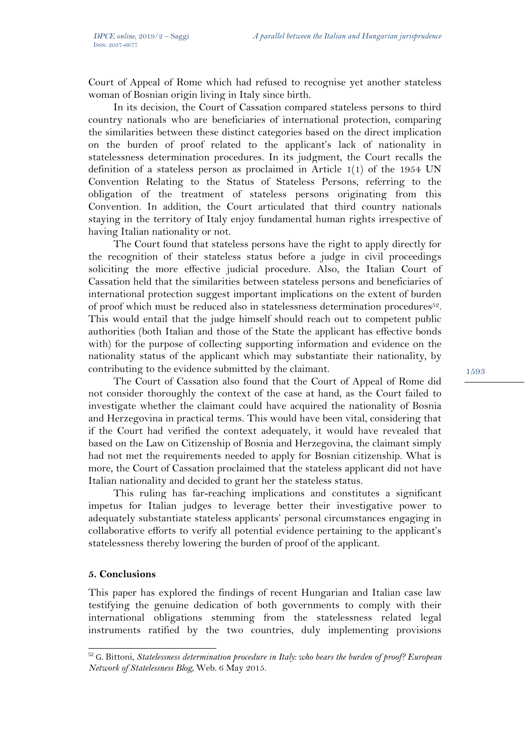Court of Appeal of Rome which had refused to recognise yet another stateless woman of Bosnian origin living in Italy since birth.

In its decision, the Court of Cassation compared stateless persons to third country nationals who are beneficiaries of international protection, comparing the similarities between these distinct categories based on the direct implication on the burden of proof related to the applicant's lack of nationality in statelessness determination procedures. In its judgment, the Court recalls the definition of a stateless person as proclaimed in Article 1(1) of the 1954 UN Convention Relating to the Status of Stateless Persons, referring to the obligation of the treatment of stateless persons originating from this Convention. In addition, the Court articulated that third country nationals staying in the territory of Italy enjoy fundamental human rights irrespective of having Italian nationality or not.

The Court found that stateless persons have the right to apply directly for the recognition of their stateless status before a judge in civil proceedings soliciting the more effective judicial procedure. Also, the Italian Court of Cassation held that the similarities between stateless persons and beneficiaries of international protection suggest important implications on the extent of burden of proof which must be reduced also in statelessness determination procedures[52]. This would entail that the judge himself should reach out to competent public authorities (both Italian and those of the State the applicant has effective bonds with) for the purpose of collecting supporting information and evidence on the nationality status of the applicant which may substantiate their nationality, by contributing to the evidence submitted by the claimant.

The Court of Cassation also found that the Court of Appeal of Rome did not consider thoroughly the context of the case at hand, as the Court failed to investigate whether the claimant could have acquired the nationality of Bosnia and Herzegovina in practical terms. This would have been vital, considering that if the Court had verified the context adequately, it would have revealed that based on the Law on Citizenship of Bosnia and Herzegovina, the claimant simply had not met the requirements needed to apply for Bosnian citizenship. What is more, the Court of Cassation proclaimed that the stateless applicant did not have Italian nationality and decided to grant her the stateless status.

This ruling has far-reaching implications and constitutes a significant impetus for Italian judges to leverage better their investigative power to adequately substantiate stateless applicants' personal circumstances engaging in collaborative efforts to verify all potential evidence pertaining to the applicant's statelessness thereby lowering the burden of proof of the applicant.

## 5. Conclusions

This paper has explored the findings of recent Hungarian and Italian case law testifying the genuine dedication of both governments to comply with their international obligations stemming from the statelessness related legal instruments ratified by the two countries, duly implementing provisions

---

[52] G. Bittoni, *Statelessness determination procedure in Italy: who bears the burden of proof? European Network of Statelessness Blog*, Web. 6 May 2015.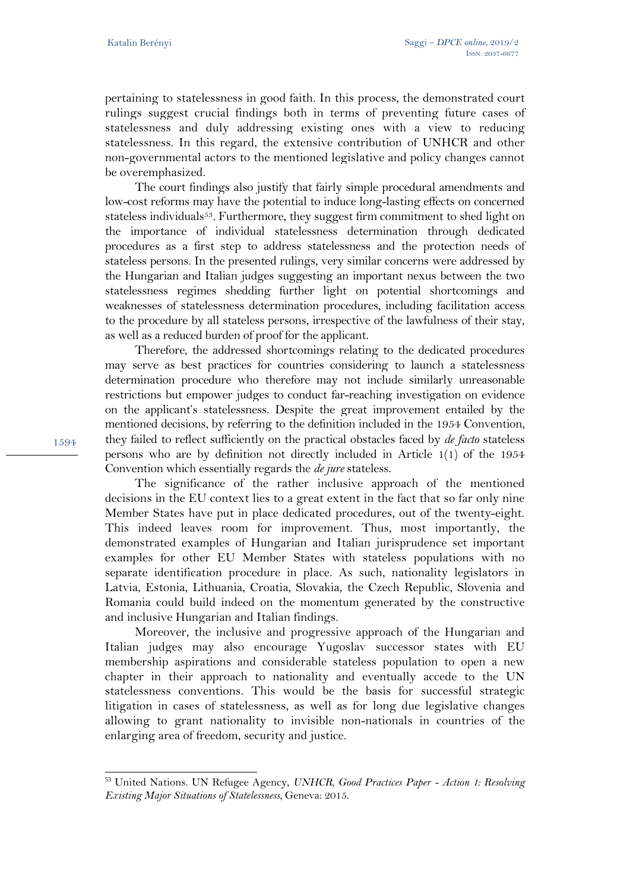pertaining to statelessness in good faith. In this process, the demonstrated court rulings suggest crucial findings both in terms of preventing future cases of statelessness and duly addressing existing ones with a view to reducing statelessness. In this regard, the extensive contribution of UNHCR and other non-governmental actors to the mentioned legislative and policy changes cannot be overemphasized.

The court findings also justify that fairly simple procedural amendments and low-cost reforms may have the potential to induce long-lasting effects on concerned stateless individuals[53]. Furthermore, they suggest firm commitment to shed light on the importance of individual statelessness determination through dedicated procedures as a first step to address statelessness and the protection needs of stateless persons. In the presented rulings, very similar concerns were addressed by the Hungarian and Italian judges suggesting an important nexus between the two statelessness regimes shedding further light on potential shortcomings and weaknesses of statelessness determination procedures, including facilitation access to the procedure by all stateless persons, irrespective of the lawfulness of their stay, as well as a reduced burden of proof for the applicant.

Therefore, the addressed shortcomings relating to the dedicated procedures may serve as best practices for countries considering to launch a statelessness determination procedure who therefore may not include similarly unreasonable restrictions but empower judges to conduct far-reaching investigation on evidence on the applicant's statelessness. Despite the great improvement entailed by the mentioned decisions, by referring to the definition included in the 1954 Convention, they failed to reflect sufficiently on the practical obstacles faced by *de facto* stateless persons who are by definition not directly included in Article 1(1) of the 1954 Convention which essentially regards the *de jure* stateless.

The significance of the rather inclusive approach of the mentioned decisions in the EU context lies to a great extent in the fact that so far only nine Member States have put in place dedicated procedures, out of the twenty-eight. This indeed leaves room for improvement. Thus, most importantly, the demonstrated examples of Hungarian and Italian jurisprudence set important examples for other EU Member States with stateless populations with no separate identification procedure in place. As such, nationality legislators in Latvia, Estonia, Lithuania, Croatia, Slovakia, the Czech Republic, Slovenia and Romania could build indeed on the momentum generated by the constructive and inclusive Hungarian and Italian findings.

Moreover, the inclusive and progressive approach of the Hungarian and Italian judges may also encourage Yugoslav successor states with EU membership aspirations and considerable stateless population to open a new chapter in their approach to nationality and eventually accede to the UN statelessness conventions. This would be the basis for successful strategic litigation in cases of statelessness, as well as for long due legislative changes allowing to grant nationality to invisible non-nationals in countries of the enlarging area of freedom, security and justice.

---

[53] United Nations. UN Refugee Agency, *UNHCR, Good Practices Paper - Action 1: Resolving Existing Major Situations of Statelessness*, Geneva: 2015.